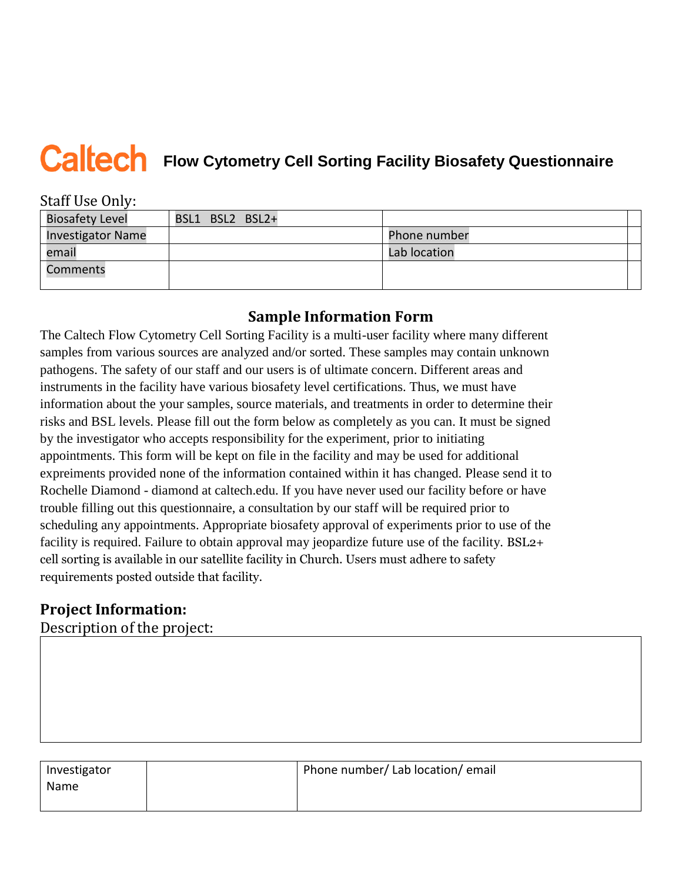# Caltech Flow Cytometry Cell Sorting Facility Biosafety Questionnaire

Staff Use Only:

| | | | |
|---|---|---|---|
| Biosafety Level | BSL1 BSL2 BSL2+ | | |
| Investigator Name | | Phone number | |
| email | | Lab location | |
| Comments | | | |

## Sample Information Form

The Caltech Flow Cytometry Cell Sorting Facility is a multi-user facility where many different samples from various sources are analyzed and/or sorted. These samples may contain unknown pathogens. The safety of our staff and our users is of ultimate concern. Different areas and instruments in the facility have various biosafety level certifications. Thus, we must have information about the your samples, source materials, and treatments in order to determine their risks and BSL levels. Please fill out the form below as completely as you can. It must be signed by the investigator who accepts responsibility for the experiment, prior to initiating appointments. This form will be kept on file in the facility and may be used for additional expreiments provided none of the information contained within it has changed. Please send it to Rochelle Diamond - diamond at caltech.edu. If you have never used our facility before or have trouble filling out this questionnaire, a consultation by our staff will be required prior to scheduling any appointments. Appropriate biosafety approval of experiments prior to use of the facility is required. Failure to obtain approval may jeopardize future use of the facility. BSL2+ cell sorting is available in our satellite facility in Church. Users must adhere to safety requirements posted outside that facility.

## Project Information:

Description of the project:

| | | |
|---|---|---|
| Investigator Name | | Phone number/ Lab location/ email |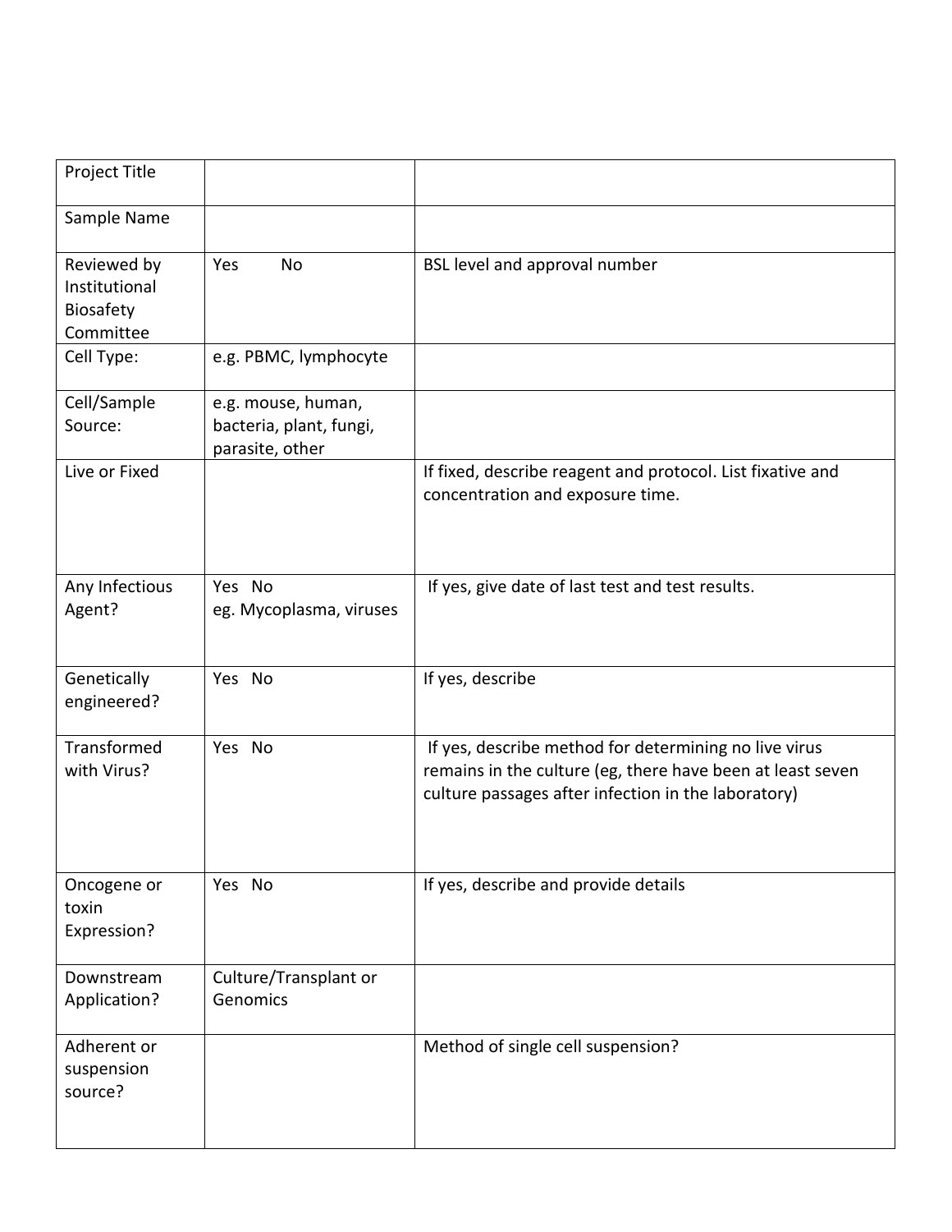| | | |
|---|---|---|
| Project Title | | |
| Sample Name | | |
| Reviewed by Institutional Biosafety Committee | Yes No | BSL level and approval number |
| Cell Type: | e.g. PBMC, lymphocyte | |
| Cell/Sample Source: | e.g. mouse, human, bacteria, plant, fungi, parasite, other | |
| Live or Fixed | | If fixed, describe reagent and protocol. List fixative and concentration and exposure time. |
| Any Infectious Agent? | Yes No eg. Mycoplasma, viruses | If yes, give date of last test and test results. |
| Genetically engineered? | Yes No | If yes, describe |
| Transformed with Virus? | Yes No | If yes, describe method for determining no live virus remains in the culture (eg, there have been at least seven culture passages after infection in the laboratory) |
| Oncogene or toxin Expression? | Yes No | If yes, describe and provide details |
| Downstream Application? | Culture/Transplant or Genomics | |
| Adherent or suspension source? | | Method of single cell suspension? |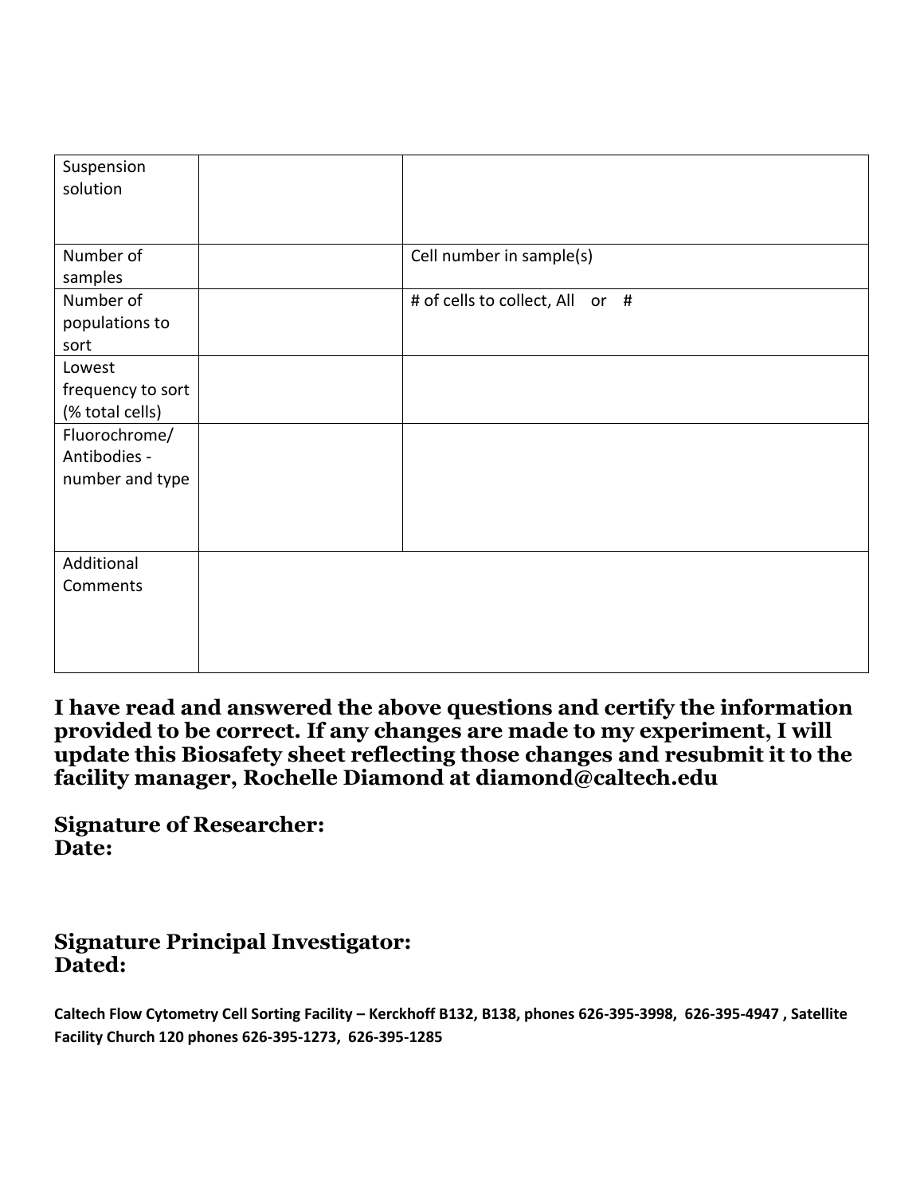| | | |
|---|---|---|
| Suspension solution | | |
| Number of samples | | Cell number in sample(s) |
| Number of populations to sort | | # of cells to collect, All or # |
| Lowest frequency to sort (% total cells) | | |
| Fluorochrome/ Antibodies - number and type | | |
| Additional Comments | | |

**I have read and answered the above questions and certify the information provided to be correct. If any changes are made to my experiment, I will update this Biosafety sheet reflecting those changes and resubmit it to the facility manager, Rochelle Diamond at diamond@caltech.edu**

**Signature of Researcher:**
**Date:**

**Signature Principal Investigator:**
**Dated:**

**Caltech Flow Cytometry Cell Sorting Facility – Kerckhoff B132, B138, phones 626-395-3998, 626-395-4947 , Satellite Facility Church 120 phones 626-395-1273, 626-395-1285**